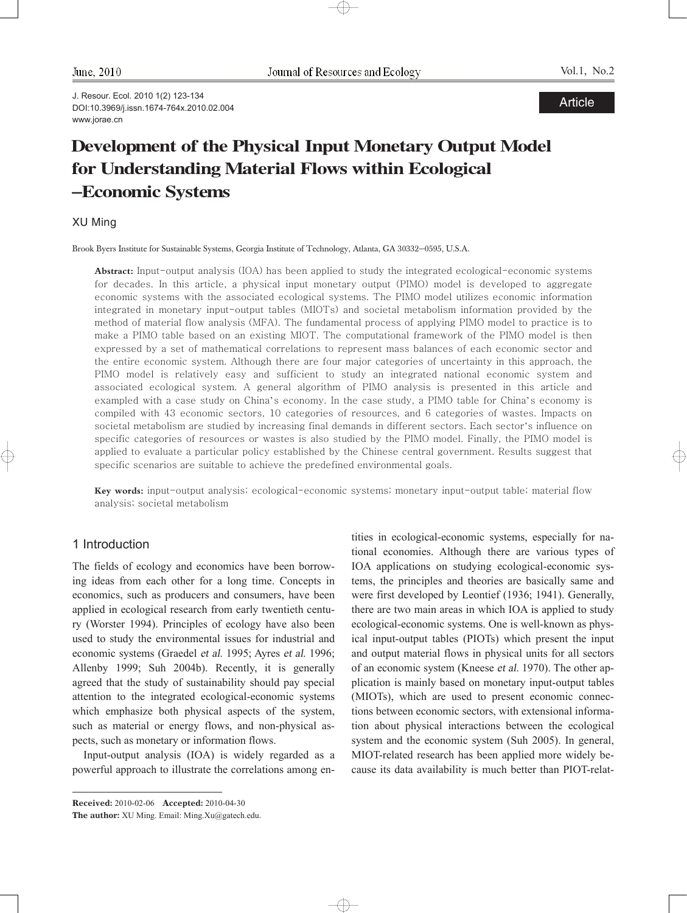Article

# Development of the Physical Input Monetary Output Model for Understanding Material Flows within Ecological –Economic Systems

XU Ming

Brook Byers Institute for Sustainable Systems, Georgia Institute of Technology, Atlanta, GA 30332–0595, U.S.A.

**Abstract:** Input-output analysis (IOA) has been applied to study the integrated ecological-economic systems for decades. In this article, a physical input monetary output (PIMO) model is developed to aggregate economic systems with the associated ecological systems. The PIMO model utilizes economic information integrated in monetary input-output tables (MIOTs) and societal metabolism information provided by the method of material flow analysis (MFA). The fundamental process of applying PIMO model to practice is to make a PIMO table based on an existing MIOT. The computational framework of the PIMO model is then expressed by a set of mathematical correlations to represent mass balances of each economic sector and the entire economic system. Although there are four major categories of uncertainty in this approach, the PIMO model is relatively easy and sufficient to study an integrated national economic system and associated ecological system. A general algorithm of PIMO analysis is presented in this article and exampled with a case study on China's economy. In the case study, a PIMO table for China's economy is compiled with 43 economic sectors, 10 categories of resources, and 6 categories of wastes. Impacts on societal metabolism are studied by increasing final demands in different sectors. Each sector's influence on specific categories of resources or wastes is also studied by the PIMO model. Finally, the PIMO model is applied to evaluate a particular policy established by the Chinese central government. Results suggest that specific scenarios are suitable to achieve the predefined environmental goals.

**Key words:** input-output analysis; ecological-economic systems; monetary input-output table; material flow analysis; societal metabolism

## 1 Introduction

The fields of ecology and economics have been borrowing ideas from each other for a long time. Concepts in economics, such as producers and consumers, have been applied in ecological research from early twentieth century (Worster 1994). Principles of ecology have also been used to study the environmental issues for industrial and economic systems (Graedel *et al.* 1995; Ayres *et al.* 1996; Allenby 1999; Suh 2004b). Recently, it is generally agreed that the study of sustainability should pay special attention to the integrated ecological-economic systems which emphasize both physical aspects of the system, such as material or energy flows, and non-physical aspects, such as monetary or information flows.

Input-output analysis (IOA) is widely regarded as a powerful approach to illustrate the correlations among entities in ecological-economic systems, especially for national economies. Although there are various types of IOA applications on studying ecological-economic systems, the principles and theories are basically same and were first developed by Leontief (1936; 1941). Generally, there are two main areas in which IOA is applied to study ecological-economic systems. One is well-known as physical input-output tables (PIOTs) which present the input and output material flows in physical units for all sectors of an economic system (Kneese *et al.* 1970). The other application is mainly based on monetary input-output tables (MIOTs), which are used to present economic connections between economic sectors, with extensional information about physical interactions between the ecological system and the economic system (Suh 2005). In general, MIOT-related research has been applied more widely because its data availability is much better than PIOT-relat-

**Received:** 2010-02-06 **Accepted:** 2010-04-30

**The author:** XU Ming. Email: Ming.Xu@gatech.edu.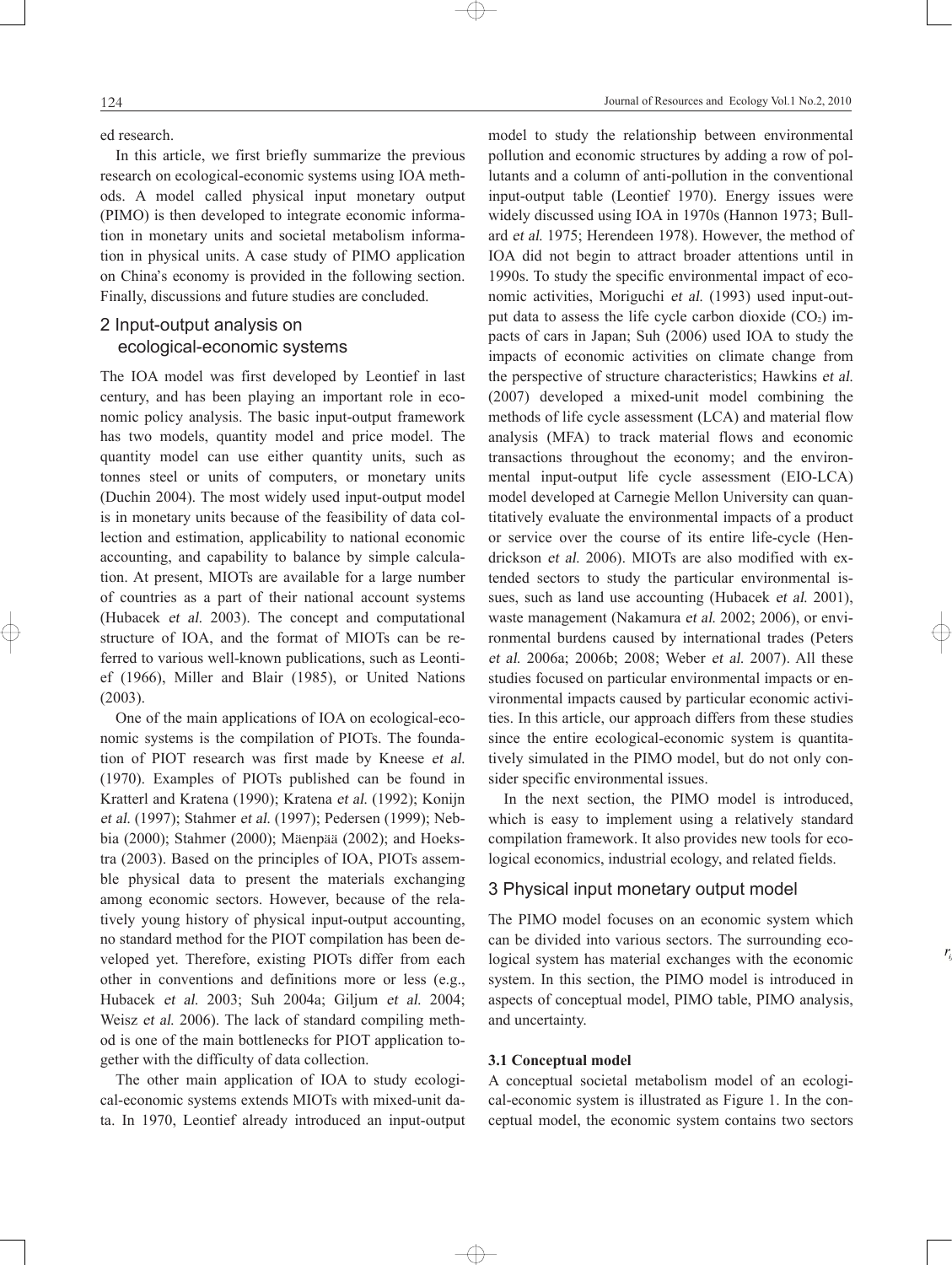ed research.

In this article, we first briefly summarize the previous research on ecological-economic systems using IOA methods. A model called physical input monetary output (PIMO) is then developed to integrate economic information in monetary units and societal metabolism information in physical units. A case study of PIMO application on China's economy is provided in the following section. Finally, discussions and future studies are concluded.

## 2 Input-output analysis on ecological-economic systems

The IOA model was first developed by Leontief in last century, and has been playing an important role in economic policy analysis. The basic input-output framework has two models, quantity model and price model. The quantity model can use either quantity units, such as tonnes steel or units of computers, or monetary units (Duchin 2004). The most widely used input-output model is in monetary units because of the feasibility of data collection and estimation, applicability to national economic accounting, and capability to balance by simple calculation. At present, MIOTs are available for a large number of countries as a part of their national account systems (Hubacek *et al.* 2003). The concept and computational structure of IOA, and the format of MIOTs can be referred to various well-known publications, such as Leontief (1966), Miller and Blair (1985), or United Nations (2003).

One of the main applications of IOA on ecological-economic systems is the compilation of PIOTs. The foundation of PIOT research was first made by Kneese *et al.* (1970). Examples of PIOTs published can be found in Kratterl and Kratena (1990); Kratena *et al.* (1992); Konijn *et al.* (1997); Stahmer *et al.* (1997); Pedersen (1999); Nebbia (2000); Stahmer (2000); Mäenpää (2002); and Hoekstra (2003). Based on the principles of IOA, PIOTs assemble physical data to present the materials exchanging among economic sectors. However, because of the relatively young history of physical input-output accounting, no standard method for the PIOT compilation has been developed yet. Therefore, existing PIOTs differ from each other in conventions and definitions more or less (e.g., Hubacek *et al.* 2003; Suh 2004a; Giljum *et al.* 2004; Weisz *et al.* 2006). The lack of standard compiling method is one of the main bottlenecks for PIOT application together with the difficulty of data collection.

The other main application of IOA to study ecological-economic systems extends MIOTs with mixed-unit data. In 1970, Leontief already introduced an input-output model to study the relationship between environmental pollution and economic structures by adding a row of pollutants and a column of anti-pollution in the conventional input-output table (Leontief 1970). Energy issues were widely discussed using IOA in 1970s (Hannon 1973; Bullard *et al.* 1975; Herendeen 1978). However, the method of IOA did not begin to attract broader attentions until in 1990s. To study the specific environmental impact of economic activities, Moriguchi *et al.* (1993) used input-output data to assess the life cycle carbon dioxide ($CO_2$) impacts of cars in Japan; Suh (2006) used IOA to study the impacts of economic activities on climate change from the perspective of structure characteristics; Hawkins *et al.* (2007) developed a mixed-unit model combining the methods of life cycle assessment (LCA) and material flow analysis (MFA) to track material flows and economic transactions throughout the economy; and the environmental input-output life cycle assessment (EIO-LCA) model developed at Carnegie Mellon University can quantitatively evaluate the environmental impacts of a product or service over the course of its entire life-cycle (Hendrickson *et al.* 2006). MIOTs are also modified with extended sectors to study the particular environmental issues, such as land use accounting (Hubacek *et al.* 2001), waste management (Nakamura *et al.* 2002; 2006), or environmental burdens caused by international trades (Peters *et al.* 2006a; 2006b; 2008; Weber *et al.* 2007). All these studies focused on particular environmental impacts or environmental impacts caused by particular economic activities. In this article, our approach differs from these studies since the entire ecological-economic system is quantitatively simulated in the PIMO model, but do not only consider specific environmental issues.

In the next section, the PIMO model is introduced, which is easy to implement using a relatively standard compilation framework. It also provides new tools for ecological economics, industrial ecology, and related fields.

## 3 Physical input monetary output model

The PIMO model focuses on an economic system which can be divided into various sectors. The surrounding ecological system has material exchanges with the economic system. In this section, the PIMO model is introduced in aspects of conceptual model, PIMO table, PIMO analysis, and uncertainty.

### 3.1 Conceptual model

A conceptual societal metabolism model of an ecological-economic system is illustrated as Figure 1. In the conceptual model, the economic system contains two sectors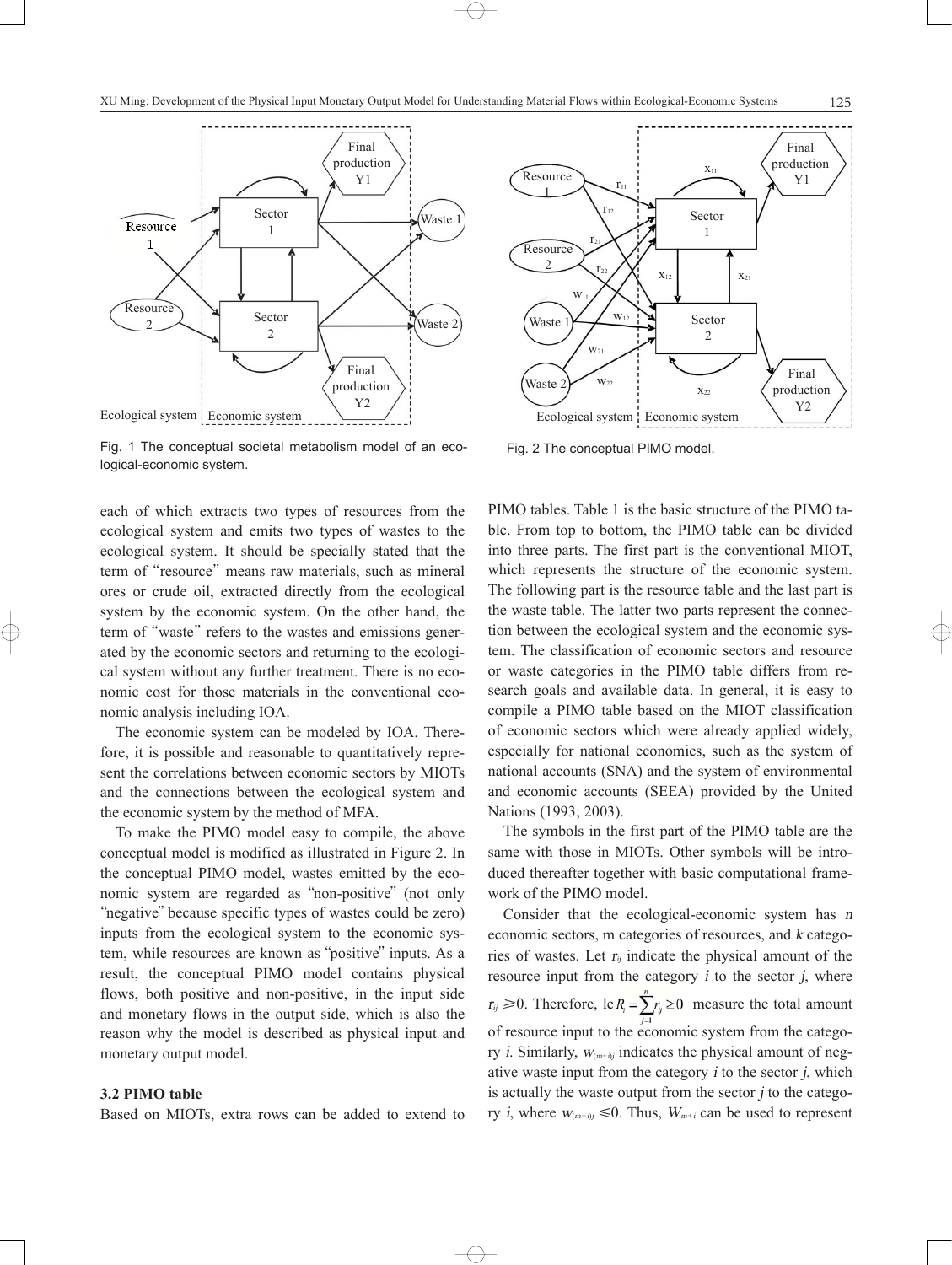Fig. 1 The conceptual societal metabolism model of an ecological-economic system.

Fig. 2 The conceptual PIMO model.

each of which extracts two types of resources from the ecological system and emits two types of wastes to the ecological system. It should be specially stated that the term of "resource" means raw materials, such as mineral ores or crude oil, extracted directly from the ecological system by the economic system. On the other hand, the term of "waste" refers to the wastes and emissions generated by the economic sectors and returning to the ecological system without any further treatment. There is no economic cost for those materials in the conventional economic analysis including IOA.

The economic system can be modeled by IOA. Therefore, it is possible and reasonable to quantitatively represent the correlations between economic sectors by MIOTs and the connections between the ecological system and the economic system by the method of MFA.

To make the PIMO model easy to compile, the above conceptual model is modified as illustrated in Figure 2. In the conceptual PIMO model, wastes emitted by the economic system are regarded as "non-positive" (not only "negative" because specific types of wastes could be zero) inputs from the ecological system to the economic system, while resources are known as "positive" inputs. As a result, the conceptual PIMO model contains physical flows, both positive and non-positive, in the input side and monetary flows in the output side, which is also the reason why the model is described as physical input and monetary output model.

### 3.2 PIMO table

Based on MIOTs, extra rows can be added to extend to PIMO tables. Table 1 is the basic structure of the PIMO table. From top to bottom, the PIMO table can be divided into three parts. The first part is the conventional MIOT, which represents the structure of the economic system. The following part is the resource table and the last part is the waste table. The latter two parts represent the connection between the ecological system and the economic system. The classification of economic sectors and resource or waste categories in the PIMO table differs from research goals and available data. In general, it is easy to compile a PIMO table based on the MIOT classification of economic sectors which were already applied widely, especially for national economies, such as the system of national accounts (SNA) and the system of environmental and economic accounts (SEEA) provided by the United Nations (1993; 2003).

The symbols in the first part of the PIMO table are the same with those in MIOTs. Other symbols will be introduced thereafter together with basic computational framework of the PIMO model.

Consider that the ecological-economic system has $n$ economic sectors, m categories of resources, and $k$ categories of wastes. Let $r_{ij}$ indicate the physical amount of the resource input from the category $i$ to the sector $j$, where $r_{ij} \geqslant 0$. Therefore, le $R_i = \sum_{j=1}^{n} r_{ij} \geq 0$ measure the total amount of resource input to the economic system from the category $i$. Similarly, $w_{(m+i)j}$ indicates the physical amount of negative waste input from the category $i$ to the sector $j$, which is actually the waste output from the sector $j$ to the category $i$, where $w_{(m+i)j} \leqslant 0$. Thus, $W_{m+i}$ can be used to represent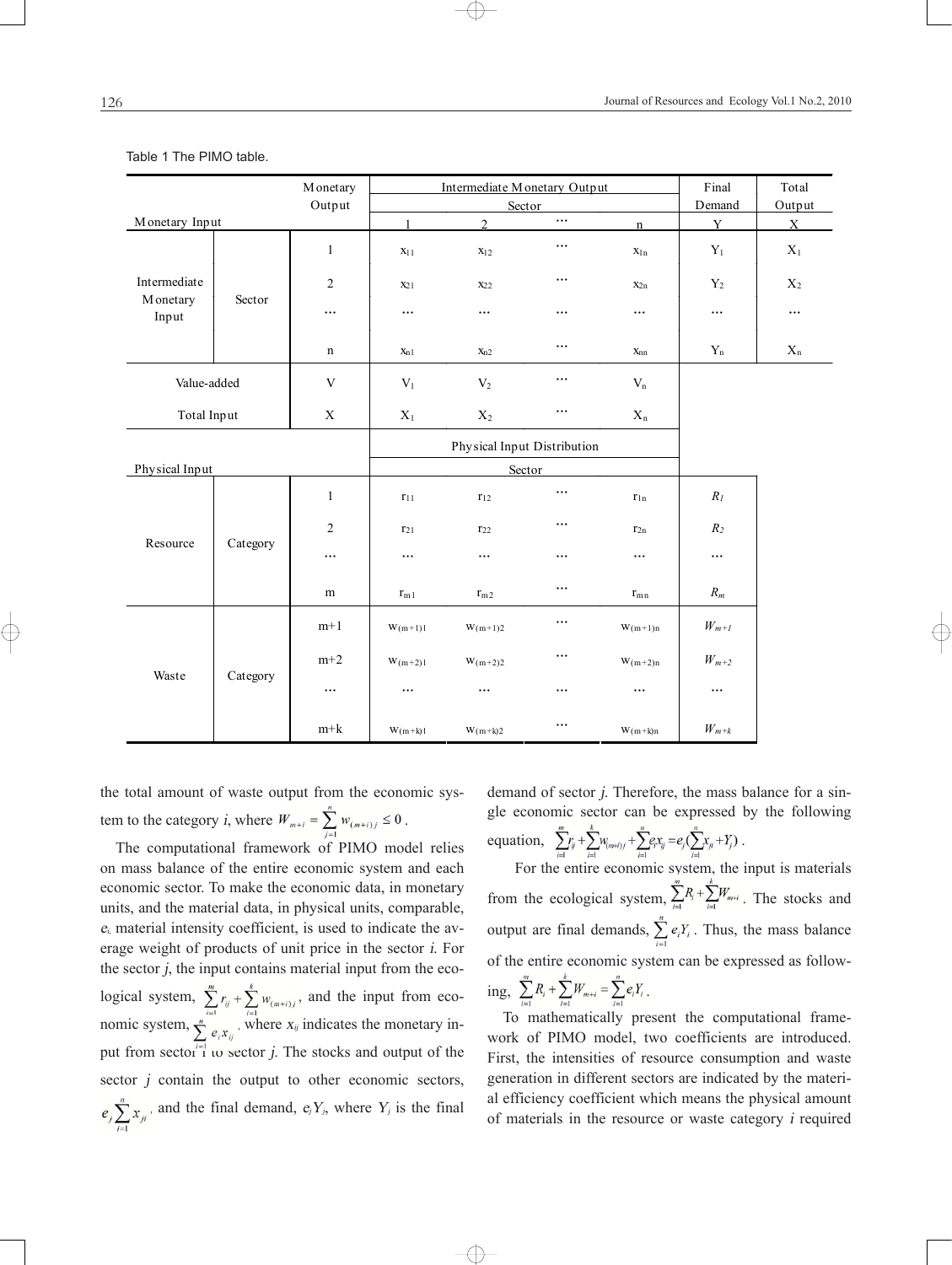Table 1 The PIMO table.

| Monetary Input | | Monetary Output | Intermediate Monetary Output | | | | Final Demand | Total Output |
|---|---|---|---|---|---|---|---|---|
| | | | Sector | | | | | |
| | | | 1 | 2 | … | n | Y | X |
| Intermediate Monetary Input | Sector | 1 | $x_{11}$ | $x_{12}$ | … | $x_{1n}$ | $Y_1$ | $X_1$ |
| | | 2 | $x_{21}$ | $x_{22}$ | … | $x_{2n}$ | $Y_2$ | $X_2$ |
| | | … | … | … | … | … | … | … |
| | | n | $x_{n1}$ | $x_{n2}$ | … | $x_{nn}$ | $Y_n$ | $X_n$ |
| Value-added | | V | $V_1$ | $V_2$ | … | $V_n$ | | |
| Total Input | | X | $X_1$ | $X_2$ | … | $X_n$ | | |
| Physical Input | | | Physical Input Distribution | | | | | |
| | | | Sector | | | | | |
| Resource | Category | 1 | $r_{11}$ | $r_{12}$ | … | $r_{1n}$ | $R_1$ | |
| | | 2 | $r_{21}$ | $r_{22}$ | … | $r_{2n}$ | $R_2$ | |
| | | … | … | … | … | … | … | |
| | | m | $r_{m1}$ | $r_{m2}$ | … | $r_{mn}$ | $R_m$ | |
| Waste | Category | m+1 | $w_{(m+1)1}$ | $w_{(m+1)2}$ | … | $w_{(m+1)n}$ | $W_{m+1}$ | |
| | | m+2 | $w_{(m+2)1}$ | $w_{(m+2)2}$ | … | $w_{(m+2)n}$ | $W_{m+2}$ | |
| | | … | … | … | … | … | … | |
| | | m+k | $w_{(m+k)1}$ | $w_{(m+k)2}$ | … | $w_{(m+k)n}$ | $W_{m+k}$ | |

the total amount of waste output from the economic system to the category $i$, where $W_{m+i} = \sum_{j=1}^{n} w_{(m+i)j} \leq 0$.

The computational framework of PIMO model relies on mass balance of the entire economic system and each economic sector. To make the economic data, in monetary units, and the material data, in physical units, comparable, $e_i$ material intensity coefficient, is used to indicate the average weight of products of unit price in the sector $i$. For the sector $j$, the input contains material input from the ecological system, $\sum_{i=1}^{m} r_{ij} + \sum_{i=1}^{k} w_{(m+i)j}$, and the input from economic system, $\sum_{i=1}^{n} e_i x_{ij}$, where $x_{ij}$ indicates the monetary input from sector $i$ to sector $j$. The stocks and output of the sector $j$ contain the output to other economic sectors, $e_j \sum_{i=1}^{n} x_{ji}$, and the final demand, $e_j Y_j$, where $Y_j$ is the final demand of sector $j$. Therefore, the mass balance for a single economic sector can be expressed by the following equation, $\sum_{i=1}^{m} r_{ij} + \sum_{i=1}^{k} w_{(m+i)j} + \sum_{i=1}^{n} e_i x_{ij} = e_j (\sum_{i=1}^{n} x_{ji} + Y_j)$.

For the entire economic system, the input is materials from the ecological system, $\sum_{i=1}^{m} R_i + \sum_{i=1}^{k} W_{m+i}$. The stocks and output are final demands, $\sum_{i=1}^{n} e_i Y_i$. Thus, the mass balance of the entire economic system can be expressed as following, $\sum_{i=1}^{m} R_i + \sum_{i=1}^{k} W_{m+i} = \sum_{i=1}^{n} e_i Y_i$.

To mathematically present the computational framework of PIMO model, two coefficients are introduced. First, the intensities of resource consumption and waste generation in different sectors are indicated by the material efficiency coefficient which means the physical amount of materials in the resource or waste category $i$ required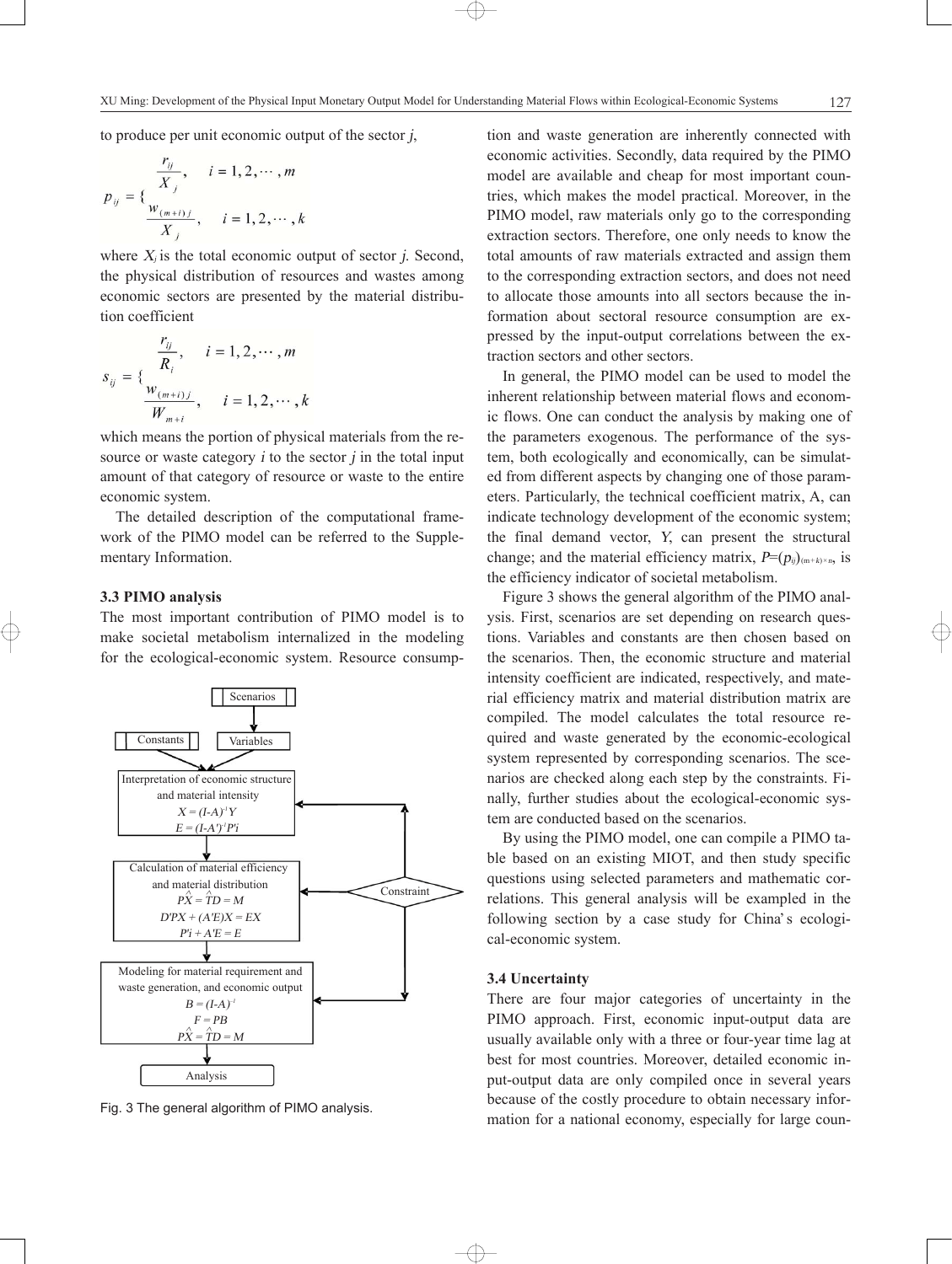to produce per unit economic output of the sector $j$,

$$p_{ij} = \begin{cases} \dfrac{r_{ij}}{X_j}, & i = 1, 2, \cdots, m \\ \dfrac{w_{(m+i)j}}{X_j}, & i = 1, 2, \cdots, k \end{cases}$$

where $X_j$ is the total economic output of sector $j$. Second, the physical distribution of resources and wastes among economic sectors are presented by the material distribution coefficient

$$s_{ij} = \begin{cases} \dfrac{r_{ij}}{R_i}, & i = 1, 2, \cdots, m \\ \dfrac{w_{(m+i)j}}{W_{m+i}}, & i = 1, 2, \cdots, k \end{cases}$$

which means the portion of physical materials from the resource or waste category $i$ to the sector $j$ in the total input amount of that category of resource or waste to the entire economic system.

The detailed description of the computational framework of the PIMO model can be referred to the Supplementary Information.

### 3.3 PIMO analysis

The most important contribution of PIMO model is to make societal metabolism internalized in the modeling for the ecological-economic system. Resource consumption and waste generation are inherently connected with economic activities. Secondly, data required by the PIMO model are available and cheap for most important countries, which makes the model practical. Moreover, in the PIMO model, raw materials only go to the corresponding extraction sectors. Therefore, one only needs to know the total amounts of raw materials extracted and assign them to the corresponding extraction sectors, and does not need to allocate those amounts into all sectors because the information about sectoral resource consumption are expressed by the input-output correlations between the extraction sectors and other sectors.

Scenarios

Constants | Variables

Interpretation of economic structure and material intensity
$X = (I\text{-}A)^{-1}Y$
$E = (I\text{-}A')^{-1}P'i$

Calculation of material efficiency and material distribution
$P\hat{X} = \hat{T}D = M$
$D'PX + (A'E)X = EX$
$P'i + A'E = E$

Constraint

Modeling for material requirement and waste generation, and economic output
$B = (I\text{-}A)^{-1}$
$F = PB$
$P\hat{X} = \hat{T}D = M$

Analysis

Fig. 3 The general algorithm of PIMO analysis.

In general, the PIMO model can be used to model the inherent relationship between material flows and economic flows. One can conduct the analysis by making one of the parameters exogenous. The performance of the system, both ecologically and economically, can be simulated from different aspects by changing one of those parameters. Particularly, the technical coefficient matrix, A, can indicate technology development of the economic system; the final demand vector, $Y$, can present the structural change; and the material efficiency matrix, $P=(p_{ij})_{(m+k)\times n}$, is the efficiency indicator of societal metabolism.

Figure 3 shows the general algorithm of the PIMO analysis. First, scenarios are set depending on research questions. Variables and constants are then chosen based on the scenarios. Then, the economic structure and material intensity coefficient are indicated, respectively, and material efficiency matrix and material distribution matrix are compiled. The model calculates the total resource required and waste generated by the economic-ecological system represented by corresponding scenarios. The scenarios are checked along each step by the constraints. Finally, further studies about the ecological-economic system are conducted based on the scenarios.

By using the PIMO model, one can compile a PIMO table based on an existing MIOT, and then study specific questions using selected parameters and mathematic correlations. This general analysis will be exampled in the following section by a case study for China's ecological-economic system.

### 3.4 Uncertainty

There are four major categories of uncertainty in the PIMO approach. First, economic input-output data are usually available only with a three or four-year time lag at best for most countries. Moreover, detailed economic input-output data are only compiled once in several years because of the costly procedure to obtain necessary information for a national economy, especially for large coun-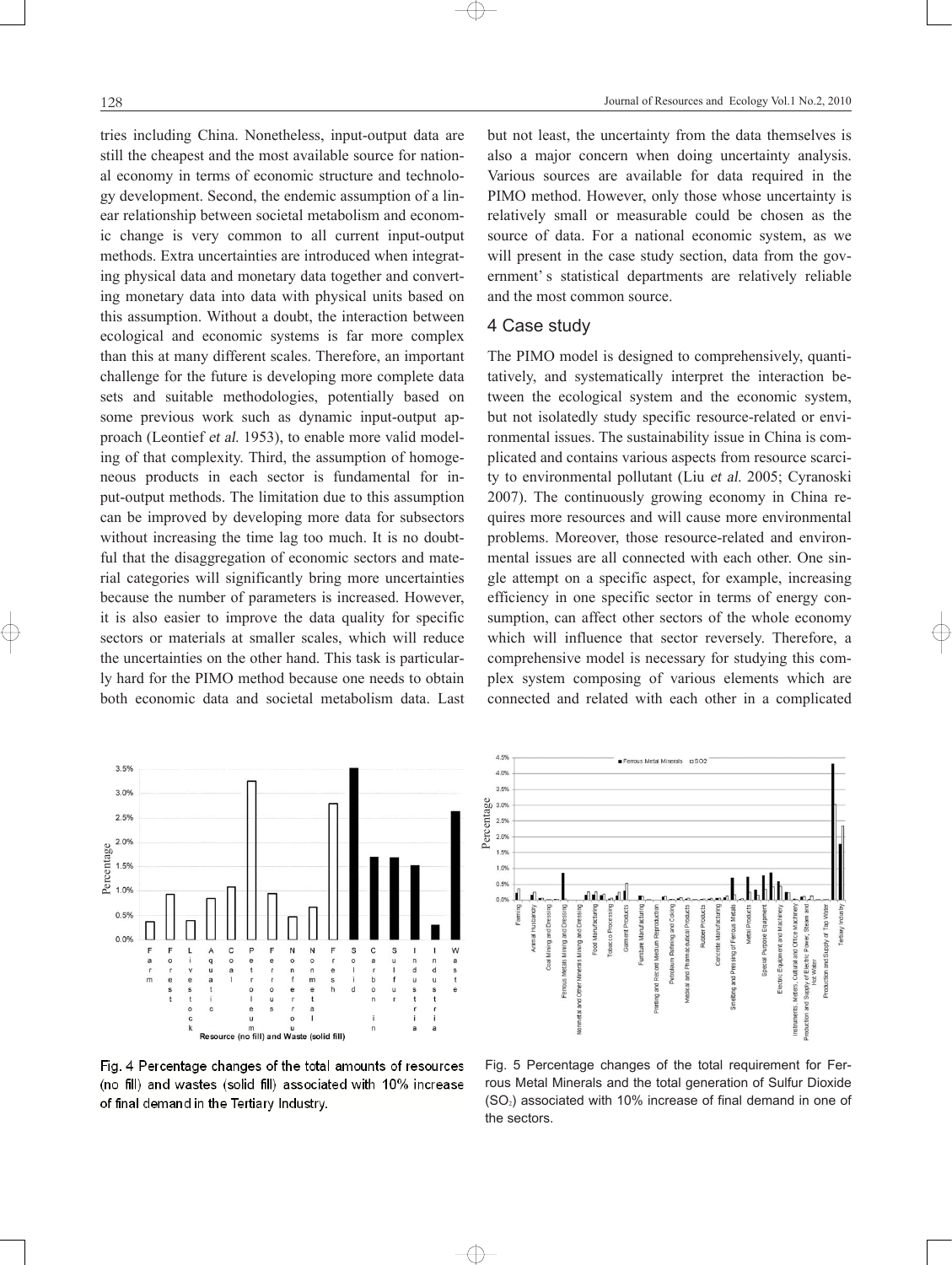tries including China. Nonetheless, input-output data are still the cheapest and the most available source for national economy in terms of economic structure and technology development. Second, the endemic assumption of a linear relationship between societal metabolism and economic change is very common to all current input-output methods. Extra uncertainties are introduced when integrating physical data and monetary data together and converting monetary data into data with physical units based on this assumption. Without a doubt, the interaction between ecological and economic systems is far more complex than this at many different scales. Therefore, an important challenge for the future is developing more complete data sets and suitable methodologies, potentially based on some previous work such as dynamic input-output approach (Leontief *et al.* 1953), to enable more valid modeling of that complexity. Third, the assumption of homogeneous products in each sector is fundamental for input-output methods. The limitation due to this assumption can be improved by developing more data for subsectors without increasing the time lag too much. It is no doubtful that the disaggregation of economic sectors and material categories will significantly bring more uncertainties because the number of parameters is increased. However, it is also easier to improve the data quality for specific sectors or materials at smaller scales, which will reduce the uncertainties on the other hand. This task is particularly hard for the PIMO method because one needs to obtain both economic data and societal metabolism data. Last but not least, the uncertainty from the data themselves is also a major concern when doing uncertainty analysis. Various sources are available for data required in the PIMO method. However, only those whose uncertainty is relatively small or measurable could be chosen as the source of data. For a national economic system, as we will present in the case study section, data from the government's statistical departments are relatively reliable and the most common source.

## 4 Case study

The PIMO model is designed to comprehensively, quantitatively, and systematically interpret the interaction between the ecological system and the economic system, but not isolatedly study specific resource-related or environmental issues. The sustainability issue in China is complicated and contains various aspects from resource scarcity to environmental pollutant (Liu *et al.* 2005; Cyranoski 2007). The continuously growing economy in China requires more resources and will cause more environmental problems. Moreover, those resource-related and environmental issues are all connected with each other. One single attempt on a specific aspect, for example, increasing efficiency in one specific sector in terms of energy consumption, can affect other sectors of the whole economy which will influence that sector reversely. Therefore, a comprehensive model is necessary for studying this complex system composing of various elements which are connected and related with each other in a complicated

Fig. 4 Percentage changes of the total amounts of resources (no fill) and wastes (solid fill) associated with 10% increase of final demand in the Tertiary Industry.

Fig. 5 Percentage changes of the total requirement for Ferrous Metal Minerals and the total generation of Sulfur Dioxide ($SO_2$) associated with 10% increase of final demand in one of the sectors.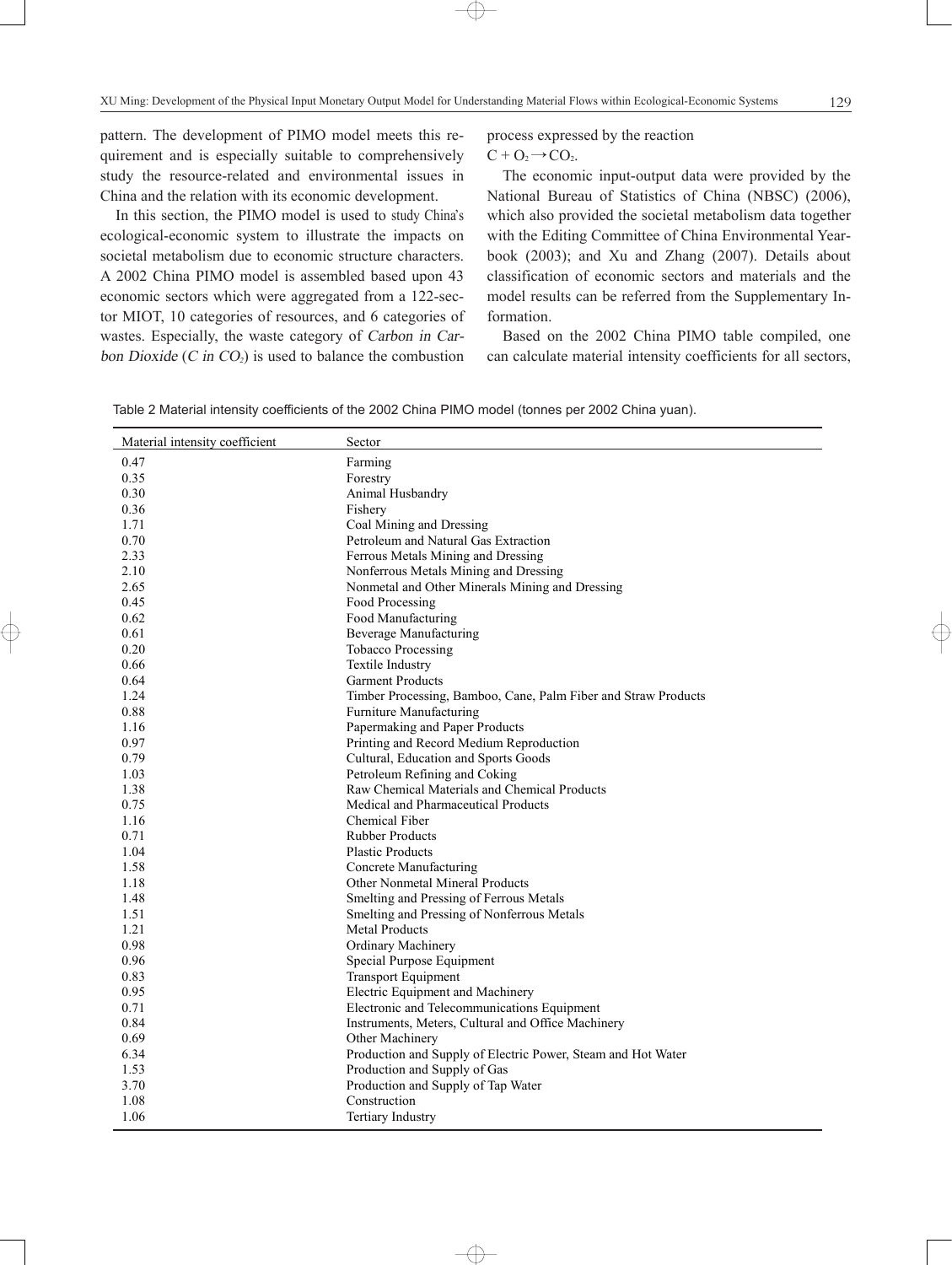pattern. The development of PIMO model meets this requirement and is especially suitable to comprehensively study the resource-related and environmental issues in China and the relation with its economic development.

In this section, the PIMO model is used to study China's ecological-economic system to illustrate the impacts on societal metabolism due to economic structure characters. A 2002 China PIMO model is assembled based upon 43 economic sectors which were aggregated from a 122-sector MIOT, 10 categories of resources, and 6 categories of wastes. Especially, the waste category of *Carbon in Carbon Dioxide* (*C in* $CO_2$) is used to balance the combustion process expressed by the reaction $C + O_2 \rightarrow CO_2$.

The economic input-output data were provided by the National Bureau of Statistics of China (NBSC) (2006), which also provided the societal metabolism data together with the Editing Committee of China Environmental Yearbook (2003); and Xu and Zhang (2007). Details about classification of economic sectors and materials and the model results can be referred from the Supplementary Information.

Based on the 2002 China PIMO table compiled, one can calculate material intensity coefficients for all sectors,

Table 2 Material intensity coefficients of the 2002 China PIMO model (tonnes per 2002 China yuan).

| Material intensity coefficient | Sector |
|---|---|
| 0.47 | Farming |
| 0.35 | Forestry |
| 0.30 | Animal Husbandry |
| 0.36 | Fishery |
| 1.71 | Coal Mining and Dressing |
| 0.70 | Petroleum and Natural Gas Extraction |
| 2.33 | Ferrous Metals Mining and Dressing |
| 2.10 | Nonferrous Metals Mining and Dressing |
| 2.65 | Nonmetal and Other Minerals Mining and Dressing |
| 0.45 | Food Processing |
| 0.62 | Food Manufacturing |
| 0.61 | Beverage Manufacturing |
| 0.20 | Tobacco Processing |
| 0.66 | Textile Industry |
| 0.64 | Garment Products |
| 1.24 | Timber Processing, Bamboo, Cane, Palm Fiber and Straw Products |
| 0.88 | Furniture Manufacturing |
| 1.16 | Papermaking and Paper Products |
| 0.97 | Printing and Record Medium Reproduction |
| 0.79 | Cultural, Education and Sports Goods |
| 1.03 | Petroleum Refining and Coking |
| 1.38 | Raw Chemical Materials and Chemical Products |
| 0.75 | Medical and Pharmaceutical Products |
| 1.16 | Chemical Fiber |
| 0.71 | Rubber Products |
| 1.04 | Plastic Products |
| 1.58 | Concrete Manufacturing |
| 1.18 | Other Nonmetal Mineral Products |
| 1.48 | Smelting and Pressing of Ferrous Metals |
| 1.51 | Smelting and Pressing of Nonferrous Metals |
| 1.21 | Metal Products |
| 0.98 | Ordinary Machinery |
| 0.96 | Special Purpose Equipment |
| 0.83 | Transport Equipment |
| 0.95 | Electric Equipment and Machinery |
| 0.71 | Electronic and Telecommunications Equipment |
| 0.84 | Instruments, Meters, Cultural and Office Machinery |
| 0.69 | Other Machinery |
| 6.34 | Production and Supply of Electric Power, Steam and Hot Water |
| 1.53 | Production and Supply of Gas |
| 3.70 | Production and Supply of Tap Water |
| 1.08 | Construction |
| 1.06 | Tertiary Industry |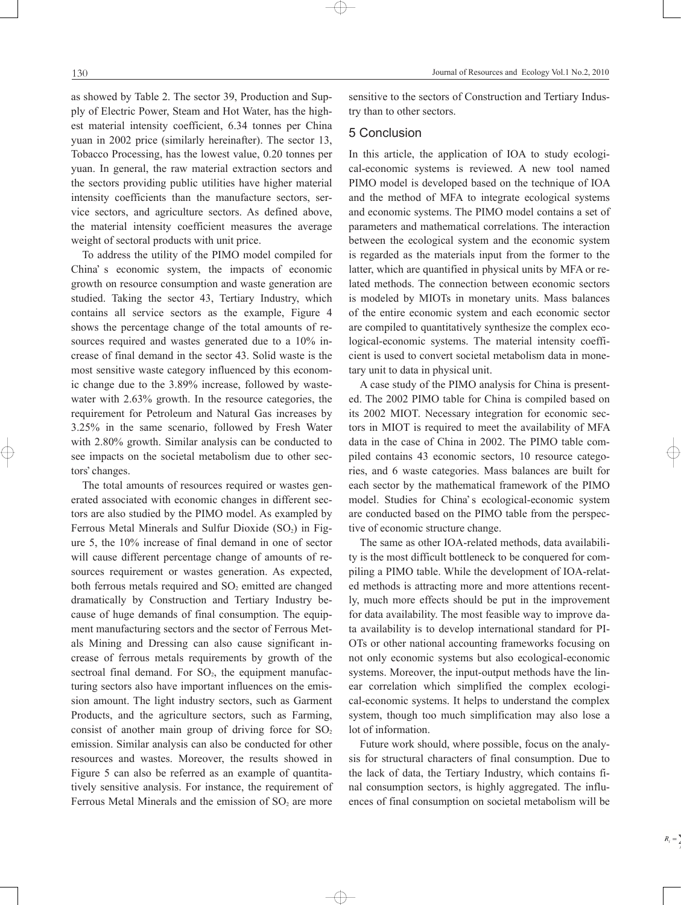as showed by Table 2. The sector 39, Production and Supply of Electric Power, Steam and Hot Water, has the highest material intensity coefficient, 6.34 tonnes per China yuan in 2002 price (similarly hereinafter). The sector 13, Tobacco Processing, has the lowest value, 0.20 tonnes per yuan. In general, the raw material extraction sectors and the sectors providing public utilities have higher material intensity coefficients than the manufacture sectors, service sectors, and agriculture sectors. As defined above, the material intensity coefficient measures the average weight of sectoral products with unit price.

To address the utility of the PIMO model compiled for China's economic system, the impacts of economic growth on resource consumption and waste generation are studied. Taking the sector 43, Tertiary Industry, which contains all service sectors as the example, Figure 4 shows the percentage change of the total amounts of resources required and wastes generated due to a 10% increase of final demand in the sector 43. Solid waste is the most sensitive waste category influenced by this economic change due to the 3.89% increase, followed by wastewater with 2.63% growth. In the resource categories, the requirement for Petroleum and Natural Gas increases by 3.25% in the same scenario, followed by Fresh Water with 2.80% growth. Similar analysis can be conducted to see impacts on the societal metabolism due to other sectors' changes.

The total amounts of resources required or wastes generated associated with economic changes in different sectors are also studied by the PIMO model. As exampled by Ferrous Metal Minerals and Sulfur Dioxide ($SO_2$) in Figure 5, the 10% increase of final demand in one of sector will cause different percentage change of amounts of resources requirement or wastes generation. As expected, both ferrous metals required and $SO_2$ emitted are changed dramatically by Construction and Tertiary Industry because of huge demands of final consumption. The equipment manufacturing sectors and the sector of Ferrous Metals Mining and Dressing can also cause significant increase of ferrous metals requirements by growth of the sectroal final demand. For $SO_2$, the equipment manufacturing sectors also have important influences on the emission amount. The light industry sectors, such as Garment Products, and the agriculture sectors, such as Farming, consist of another main group of driving force for $SO_2$ emission. Similar analysis can also be conducted for other resources and wastes. Moreover, the results showed in Figure 5 can also be referred as an example of quantitatively sensitive analysis. For instance, the requirement of Ferrous Metal Minerals and the emission of $SO_2$ are more sensitive to the sectors of Construction and Tertiary Industry than to other sectors.

## 5 Conclusion

In this article, the application of IOA to study ecological-economic systems is reviewed. A new tool named PIMO model is developed based on the technique of IOA and the method of MFA to integrate ecological systems and economic systems. The PIMO model contains a set of parameters and mathematical correlations. The interaction between the ecological system and the economic system is regarded as the materials input from the former to the latter, which are quantified in physical units by MFA or related methods. The connection between economic sectors is modeled by MIOTs in monetary units. Mass balances of the entire economic system and each economic sector are compiled to quantitatively synthesize the complex ecological-economic systems. The material intensity coefficient is used to convert societal metabolism data in monetary unit to data in physical unit.

A case study of the PIMO analysis for China is presented. The 2002 PIMO table for China is compiled based on its 2002 MIOT. Necessary integration for economic sectors in MIOT is required to meet the availability of MFA data in the case of China in 2002. The PIMO table compiled contains 43 economic sectors, 10 resource categories, and 6 waste categories. Mass balances are built for each sector by the mathematical framework of the PIMO model. Studies for China's ecological-economic system are conducted based on the PIMO table from the perspective of economic structure change.

The same as other IOA-related methods, data availability is the most difficult bottleneck to be conquered for compiling a PIMO table. While the development of IOA-related methods is attracting more and more attentions recently, much more effects should be put in the improvement for data availability. The most feasible way to improve data availability is to develop international standard for PIOTs or other national accounting frameworks focusing on not only economic systems but also ecological-economic systems. Moreover, the input-output methods have the linear correlation which simplified the complex ecological-economic systems. It helps to understand the complex system, though too much simplification may also lose a lot of information.

Future work should, where possible, focus on the analysis for structural characters of final consumption. Due to the lack of data, the Tertiary Industry, which contains final consumption sectors, is highly aggregated. The influences of final consumption on societal metabolism will be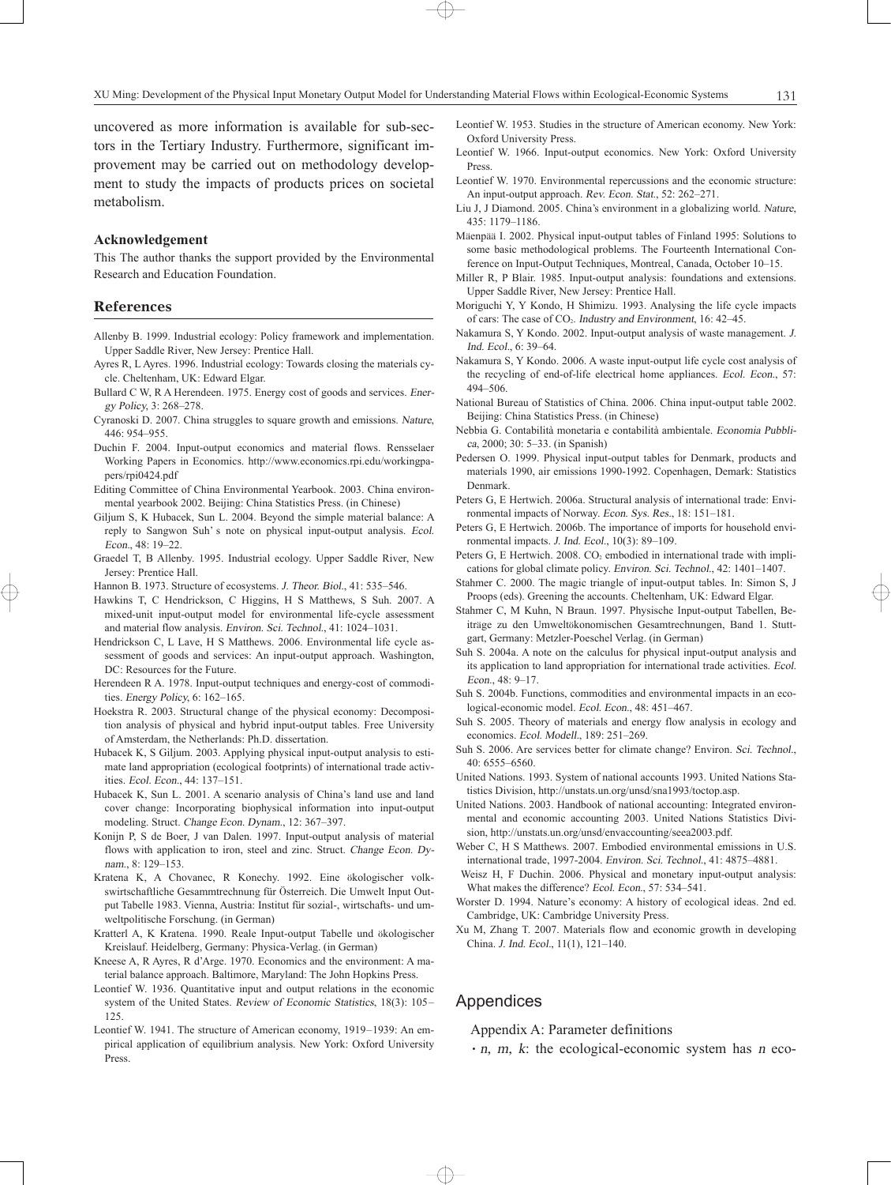uncovered as more information is available for sub-sectors in the Tertiary Industry. Furthermore, significant improvement may be carried out on methodology development to study the impacts of products prices on societal metabolism.

### Acknowledgement

This The author thanks the support provided by the Environmental Research and Education Foundation.

## References

Allenby B. 1999. Industrial ecology: Policy framework and implementation. Upper Saddle River, New Jersey: Prentice Hall.

Ayres R, L Ayres. 1996. Industrial ecology: Towards closing the materials cycle. Cheltenham, UK: Edward Elgar.

Bullard C W, R A Herendeen. 1975. Energy cost of goods and services. *Energy Policy*, 3: 268–278.

Cyranoski D. 2007. China struggles to square growth and emissions. *Nature*, 446: 954–955.

Duchin F. 2004. Input-output economics and material flows. Rensselaer Working Papers in Economics. http://www.economics.rpi.edu/workingpapers/rpi0424.pdf

Editing Committee of China Environmental Yearbook. 2003. China environmental yearbook 2002. Beijing: China Statistics Press. (in Chinese)

Giljum S, K Hubacek, Sun L. 2004. Beyond the simple material balance: A reply to Sangwon Suh' s note on physical input-output analysis. *Ecol. Econ*., 48: 19–22.

Graedel T, B Allenby. 1995. Industrial ecology. Upper Saddle River, New Jersey: Prentice Hall.

Hannon B. 1973. Structure of ecosystems. *J. Theor. Biol*., 41: 535–546.

Hawkins T, C Hendrickson, C Higgins, H S Matthews, S Suh. 2007. A mixed-unit input-output model for environmental life-cycle assessment and material flow analysis. *Environ. Sci. Technol*., 41: 1024–1031.

Hendrickson C, L Lave, H S Matthews. 2006. Environmental life cycle assessment of goods and services: An input-output approach. Washington, DC: Resources for the Future.

Herendeen R A. 1978. Input-output techniques and energy-cost of commodities. *Energy Policy*, 6: 162–165.

Hoekstra R. 2003. Structural change of the physical economy: Decomposition analysis of physical and hybrid input-output tables. Free University of Amsterdam, the Netherlands: Ph.D. dissertation.

Hubacek K, S Giljum. 2003. Applying physical input-output analysis to estimate land appropriation (ecological footprints) of international trade activities. *Ecol. Econ*., 44: 137–151.

Hubacek K, Sun L. 2001. A scenario analysis of China's land use and land cover change: Incorporating biophysical information into input-output modeling. Struct. *Change Econ. Dynam*., 12: 367–397.

Konijn P, S de Boer, J van Dalen. 1997. Input-output analysis of material flows with application to iron, steel and zinc. Struct. *Change Econ. Dynam*., 8: 129–153.

Kratena K, A Chovanec, R Konechy. 1992. Eine ökologischer volkswirtschaftliche Gesammtrechnung für Österreich. Die Umwelt Input Output Tabelle 1983. Vienna, Austria: Institut für sozial-, wirtschafts- und umweltpolitische Forschung. (in German)

Kratterl A, K Kratena. 1990. Reale Input-output Tabelle und ökologischer Kreislauf. Heidelberg, Germany: Physica-Verlag. (in German)

Kneese A, R Ayres, R d'Arge. 1970. Economics and the environment: A material balance approach. Baltimore, Maryland: The John Hopkins Press.

Leontief W. 1936. Quantitative input and output relations in the economic system of the United States. *Review of Economic Statistics*, 18(3): 105–125.

Leontief W. 1941. The structure of American economy, 1919–1939: An empirical application of equilibrium analysis. New York: Oxford University Press.

Leontief W. 1953. Studies in the structure of American economy. New York: Oxford University Press.

Leontief W. 1966. Input-output economics. New York: Oxford University Press.

Leontief W. 1970. Environmental repercussions and the economic structure: An input-output approach. *Rev. Econ. Stat*., 52: 262–271.

Liu J, J Diamond. 2005. China's environment in a globalizing world. *Nature*, 435: 1179–1186.

Mäenpää I. 2002. Physical input-output tables of Finland 1995: Solutions to some basic methodological problems. The Fourteenth International Conference on Input-Output Techniques, Montreal, Canada, October 10–15.

Miller R, P Blair. 1985. Input-output analysis: foundations and extensions. Upper Saddle River, New Jersey: Prentice Hall.

Moriguchi Y, Y Kondo, H Shimizu. 1993. Analysing the life cycle impacts of cars: The case of $CO_2$. *Industry and Environment*, 16: 42–45.

Nakamura S, Y Kondo. 2002. Input-output analysis of waste management. *J. Ind. Ecol*., 6: 39–64.

Nakamura S, Y Kondo. 2006. A waste input-output life cycle cost analysis of the recycling of end-of-life electrical home appliances. *Ecol. Econ*., 57: 494–506.

National Bureau of Statistics of China. 2006. China input-output table 2002. Beijing: China Statistics Press. (in Chinese)

Nebbia G. Contabilità monetaria e contabilità ambientale. *Economia Pubblica*, 2000; 30: 5–33. (in Spanish)

Pedersen O. 1999. Physical input-output tables for Denmark, products and materials 1990, air emissions 1990-1992. Copenhagen, Demark: Statistics Denmark.

Peters G, E Hertwich. 2006a. Structural analysis of international trade: Environmental impacts of Norway. *Econ. Sys. Res*., 18: 151–181.

Peters G, E Hertwich. 2006b. The importance of imports for household environmental impacts. *J. Ind. Ecol*., 10(3): 89–109.

Peters G, E Hertwich. 2008. $CO_2$ embodied in international trade with implications for global climate policy. *Environ. Sci. Technol*., 42: 1401–1407.

Stahmer C. 2000. The magic triangle of input-output tables. In: Simon S, J Proops (eds). Greening the accounts. Cheltenham, UK: Edward Elgar.

Stahmer C, M Kuhn, N Braun. 1997. Physische Input-output Tabellen, Beiträge zu den Umweltökonomischen Gesamtrechnungen, Band 1. Stuttgart, Germany: Metzler-Poeschel Verlag. (in German)

Suh S. 2004a. A note on the calculus for physical input-output analysis and its application to land appropriation for international trade activities. *Ecol. Econ*., 48: 9–17.

Suh S. 2004b. Functions, commodities and environmental impacts in an ecological-economic model. *Ecol. Econ*., 48: 451–467.

Suh S. 2005. Theory of materials and energy flow analysis in ecology and economics. *Ecol. Modell*., 189: 251–269.

Suh S. 2006. Are services better for climate change? Environ. *Sci. Technol*., 40: 6555–6560.

United Nations. 1993. System of national accounts 1993. United Nations Statistics Division, http://unstats.un.org/unsd/sna1993/toctop.asp.

United Nations. 2003. Handbook of national accounting: Integrated environmental and economic accounting 2003. United Nations Statistics Division, http://unstats.un.org/unsd/envaccounting/seea2003.pdf.

Weber C, H S Matthews. 2007. Embodied environmental emissions in U.S. international trade, 1997-2004. *Environ. Sci. Technol*., 41: 4875–4881.

Weisz H, F Duchin. 2006. Physical and monetary input-output analysis: What makes the difference? *Ecol. Econ*., 57: 534–541.

Worster D. 1994. Nature's economy: A history of ecological ideas. 2nd ed. Cambridge, UK: Cambridge University Press.

Xu M, Zhang T. 2007. Materials flow and economic growth in developing China. *J. Ind. Ecol*., 11(1), 121–140.

## Appendices

Appendix A: Parameter definitions

- $n$, $m$, $k$: the ecological-economic system has $n$ eco-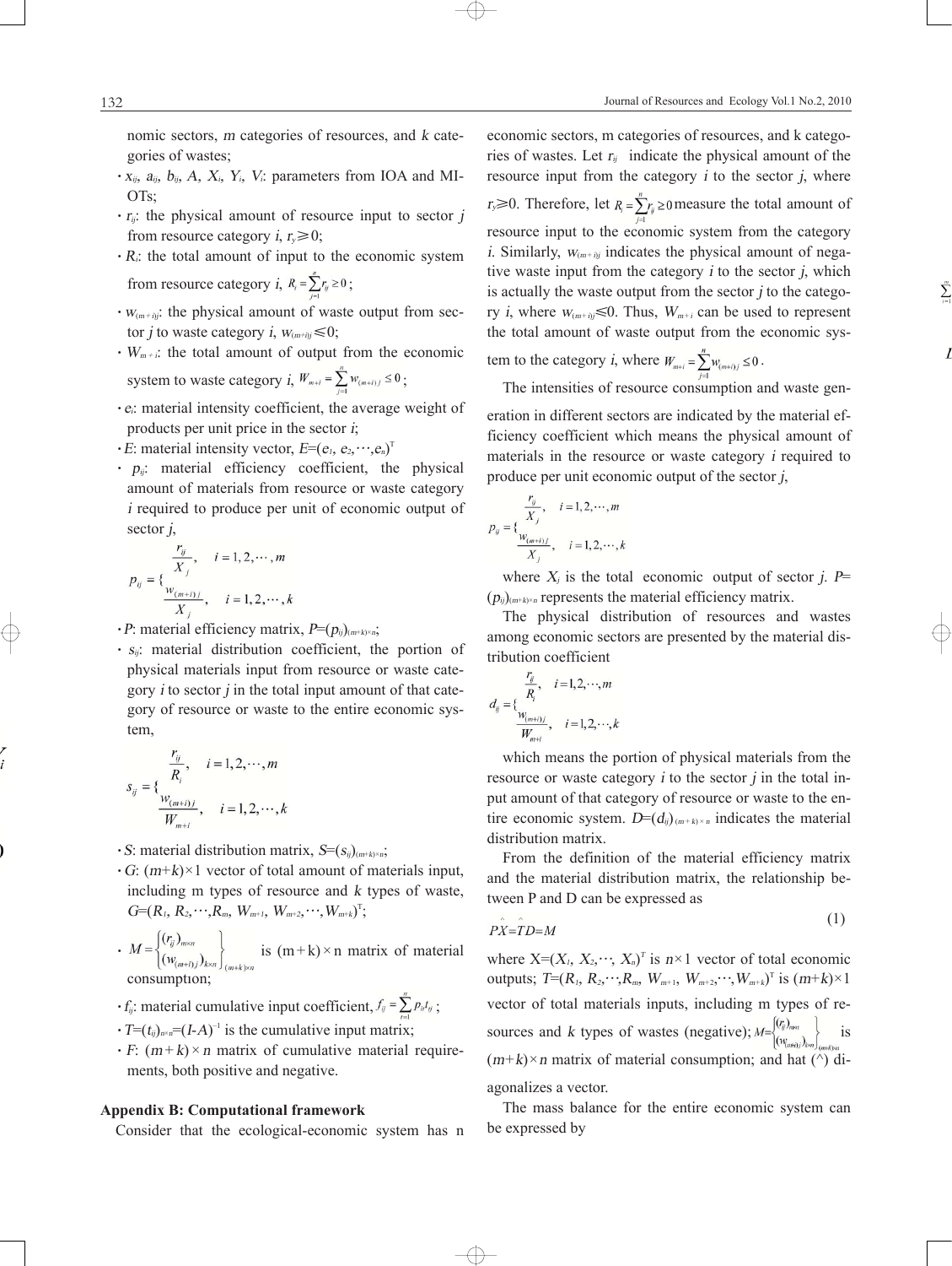nomic sectors, $m$ categories of resources, and $k$ categories of wastes;

- $x_{ij}$, $a_{ij}$, $b_{ij}$, $A$, $X_i$, $Y_i$, $V_i$: parameters from IOA and MIOTs;
- $r_{ij}$: the physical amount of resource input to sector $j$ from resource category $i$, $r_{ij} \geqslant 0$;
- $R_i$: the total amount of input to the economic system from resource category $i$, $R_i = \sum_{j=1}^{n} r_{ij} \geq 0$;
- $w_{(m+i)j}$: the physical amount of waste output from sector $j$ to waste category $i$, $w_{(m+i)j} \leqslant 0$;
- $W_{m+i}$: the total amount of output from the economic system to waste category $i$, $W_{m+i} = \sum_{j=1}^{n} w_{(m+i)j} \leq 0$;
- $e_i$: material intensity coefficient, the average weight of products per unit price in the sector $i$;
- $E$: material intensity vector, $E=(e_1, e_2, \cdots, e_n)^T$
- $p_{ij}$: material efficiency coefficient, the physical amount of materials from resource or waste category $i$ required to produce per unit of economic output of sector $j$,

$$p_{ij} = \begin{cases} \dfrac{r_{ij}}{X_j}, & i = 1, 2, \cdots, m \\ \dfrac{w_{(m+i)j}}{X_j}, & i = 1, 2, \cdots, k \end{cases}$$

- $P$: material efficiency matrix, $P=(p_{ij})_{(m+k)\times n}$;
- $s_{ij}$: material distribution coefficient, the portion of physical materials input from resource or waste category $i$ to sector $j$ in the total input amount of that category of resource or waste to the entire economic system,

$$s_{ij} = \begin{cases} \dfrac{r_{ij}}{R_i}, & i = 1, 2, \cdots, m \\ \dfrac{w_{(m+i)j}}{W_{m+i}}, & i = 1, 2, \cdots, k \end{cases}$$

- $S$: material distribution matrix, $S=(s_{ij})_{(m+k)\times n}$;
- $G$: $(m+k)\times 1$ vector of total amount of materials input, including m types of resource and $k$ types of waste, $G=(R_1, R_2, \cdots, R_m, W_{m+1}, W_{m+2}, \cdots, W_{m+k})^T$;
- $M = \begin{Bmatrix} (r_{ij})_{m\times n} \\ (w_{(m+i)j})_{k\times n} \end{Bmatrix}_{(m+k)\times n}$ is $(m+k)\times n$ matrix of material consumption;
- $f_{ij}$: material cumulative input coefficient, $f_{ij} = \sum_{t=1}^{n} p_{it} t_{tj}$;
- $T=(t_{ij})_{n\times n}=(I-A)^{-1}$ is the cumulative input matrix;
- $F$: $(m+k)\times n$ matrix of cumulative material requirements, both positive and negative.

## Appendix B: Computational framework

Consider that the ecological-economic system has n economic sectors, m categories of resources, and k categories of wastes. Let $r_{ij}$ indicate the physical amount of the resource input from the category $i$ to the sector $j$, where $r_{ij} \geqslant 0$. Therefore, let $R_i = \sum_{j=1}^{n} r_{ij} \geq 0$ measure the total amount of resource input to the economic system from the category $i$. Similarly, $w_{(m+i)j}$ indicates the physical amount of negative waste input from the category $i$ to the sector $j$, which is actually the waste output from the sector $j$ to the category $i$, where $w_{(m+i)j} \leqslant 0$. Thus, $W_{m+i}$ can be used to represent the total amount of waste output from the economic system to the category $i$, where $W_{m+i} = \sum_{j=1}^{n} w_{(m+i)j} \leq 0$.

The intensities of resource consumption and waste generation in different sectors are indicated by the material efficiency coefficient which means the physical amount of materials in the resource or waste category $i$ required to produce per unit economic output of the sector $j$,

$$p_{ij} = \begin{cases} \dfrac{r_{ij}}{X_j}, & i = 1, 2, \cdots, m \\ \dfrac{w_{(m+i)j}}{X_j}, & i = 1, 2, \cdots, k \end{cases}$$

where $X_j$ is the total economic output of sector $j$. $P=(p_{ij})_{(m+k)\times n}$ represents the material efficiency matrix.

The physical distribution of resources and wastes among economic sectors are presented by the material distribution coefficient

$$d_{ij} = \begin{cases} \dfrac{r_{ij}}{R_i}, & i = 1, 2, \cdots, m \\ \dfrac{w_{(m+i)j}}{W_{m+i}}, & i = 1, 2, \cdots, k \end{cases}$$

which means the portion of physical materials from the resource or waste category $i$ to the sector $j$ in the total input amount of that category of resource or waste to the entire economic system. $D=(d_{ij})_{(m+k)\times n}$ indicates the material distribution matrix.

From the definition of the material efficiency matrix and the material distribution matrix, the relationship between P and D can be expressed as

$$P\hat{X}=\hat{T}D=M \tag{1}$$

where $X=(X_1, X_2, \cdots, X_n)^T$ is $n\times 1$ vector of total economic outputs; $T=(R_1, R_2, \cdots, R_m, W_{m+1}, W_{m+2}, \cdots, W_{m+k})^T$ is $(m+k)\times 1$ vector of total materials inputs, including m types of resources and $k$ types of wastes (negative); $M=\begin{Bmatrix} (r_{ij})_{m\times n} \\ (w_{(m+i)j})_{k\times n} \end{Bmatrix}_{(m+k)\times n}$ is $(m+k)\times n$ matrix of material consumption; and hat (^) diagonalizes a vector.

The mass balance for the entire economic system can be expressed by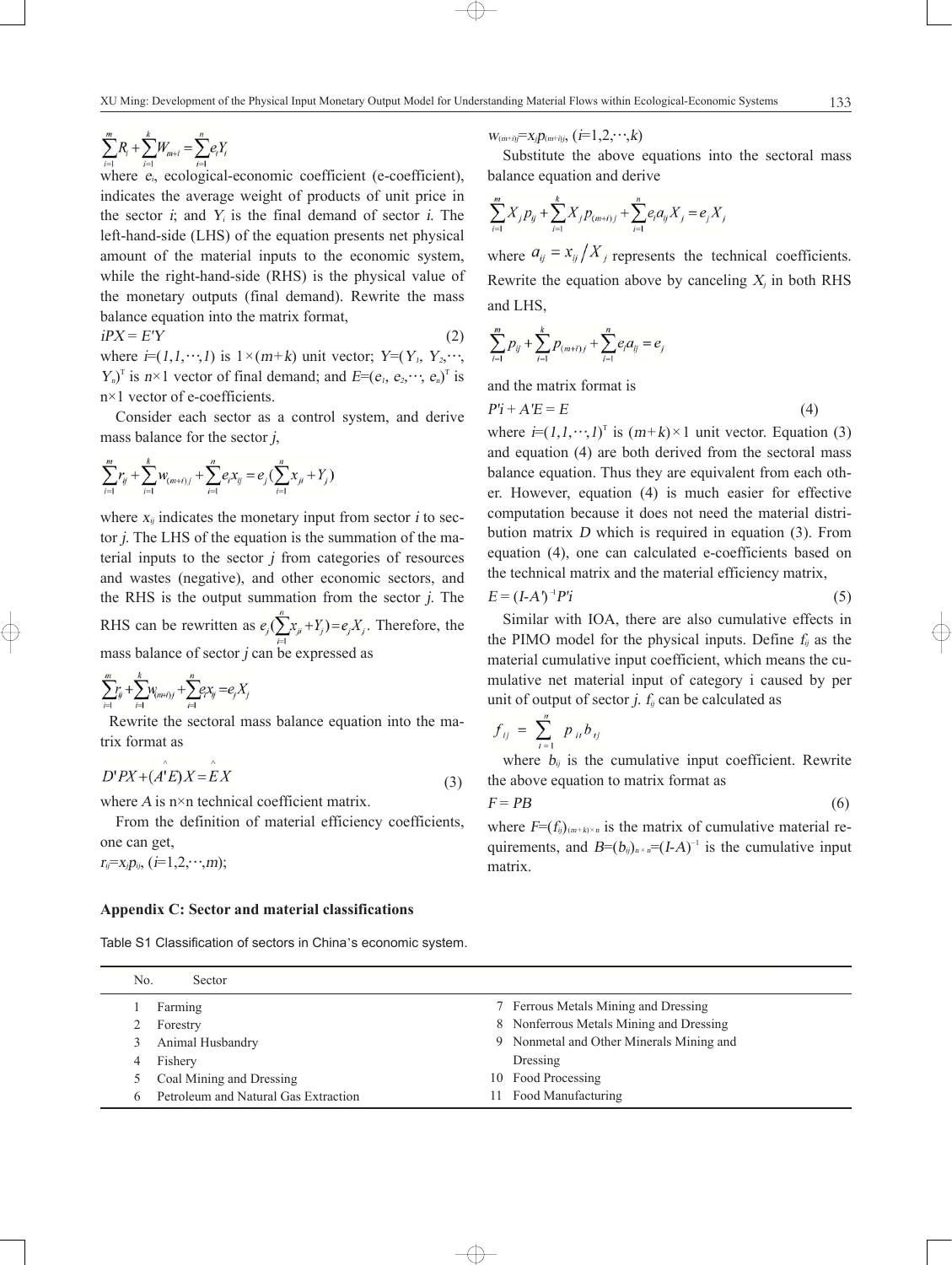$$\sum_{i=1}^{m} R_i + \sum_{i=1}^{k} W_{m+i} = \sum_{i=1}^{n} e_i Y_i$$

where $e_i$, ecological-economic coefficient (e-coefficient), indicates the average weight of products of unit price in the sector $i$; and $Y_i$ is the final demand of sector $i$. The left-hand-side (LHS) of the equation presents net physical amount of the material inputs to the economic system, while the right-hand-side (RHS) is the physical value of the monetary outputs (final demand). Rewrite the mass balance equation into the matrix format,

$$iPX = E'Y \tag{2}$$

where $i=(1,1,\cdots,1)$ is $1\times(m+k)$ unit vector; $Y=(Y_1, Y_2,\cdots, Y_n)^T$ is $n\times1$ vector of final demand; and $E=(e_1, e_2,\cdots, e_n)^T$ is $n\times1$ vector of e-coefficients.

Consider each sector as a control system, and derive mass balance for the sector $j$,

$$\sum_{i=1}^{m} r_{ij} + \sum_{i=1}^{k} w_{(m+i)j} + \sum_{i=1}^{n} e_i x_{ij} = e_j(\sum_{i=1}^{n} x_{ji} + Y_j)$$

where $x_{ij}$ indicates the monetary input from sector $i$ to sector $j$. The LHS of the equation is the summation of the material inputs to the sector $j$ from categories of resources and wastes (negative), and other economic sectors, and the RHS is the output summation from the sector $j$. The RHS can be rewritten as $e_j(\sum_{i=1}^{n} x_{ji} + Y_j) = e_j X_j$. Therefore, the mass balance of sector $j$ can be expressed as

$$\sum_{i=1}^{m} r_{ij} + \sum_{i=1}^{k} w_{(m+i)j} + \sum_{i=1}^{n} e_i x_{ij} = e_j X_j$$

Rewrite the sectoral mass balance equation into the matrix format as

$$D'PX + (A'\hat{E})X = \hat{E}X \tag{3}$$

where $A$ is n×n technical coefficient matrix.

From the definition of material efficiency coefficients, one can get,

$r_{ij}=x_j p_{ij}$, $(i=1,2,\cdots,m)$;

$w_{(m+i)j}=x_j p_{(m+i)j}$, $(i=1,2,\cdots,k)$

Substitute the above equations into the sectoral mass balance equation and derive

$$\sum_{i=1}^{m} X_j p_{ij} + \sum_{i=1}^{k} X_j p_{(m+i)j} + \sum_{i=1}^{n} e_i a_{ij} X_j = e_j X_j$$

where $a_{ij} = x_{ij}/X_j$ represents the technical coefficients. Rewrite the equation above by canceling $X_j$ in both RHS and LHS,

$$\sum_{i=1}^{m} p_{ij} + \sum_{i=1}^{k} p_{(m+i)j} + \sum_{i=1}^{n} e_i a_{ij} = e_j$$

and the matrix format is

$$P'i + A'E = E \tag{4}$$

where $i=(1,1,\cdots,1)^T$ is $(m+k)\times1$ unit vector. Equation (3) and equation (4) are both derived from the sectoral mass balance equation. Thus they are equivalent from each other. However, equation (4) is much easier for effective computation because it does not need the material distribution matrix $D$ which is required in equation (3). From equation (4), one can calculated e-coefficients based on the technical matrix and the material efficiency matrix,

$$E = (I-A')^{-1}P'i \tag{5}$$

Similar with IOA, there are also cumulative effects in the PIMO model for the physical inputs. Define $f_{ij}$ as the material cumulative input coefficient, which means the cumulative net material input of category i caused by per unit of output of sector $j$. $f_{ij}$ can be calculated as

$$f_{ij} = \sum_{l=1}^{n} p_{il} b_{lj}$$

where $b_{ij}$ is the cumulative input coefficient. Rewrite the above equation to matrix format as

$$F = PB \tag{6}$$

where $F=(f_{ij})_{(m+k)\times n}$ is the matrix of cumulative material requirements, and $B=(b_{ij})_{n\times n}=(I-A)^{-1}$ is the cumulative input matrix.

## Appendix C: Sector and material classifications

Table S1 Classification of sectors in China's economic system.

| No. | Sector | No. | Sector |
|---|---|---|---|
| 1 | Farming | 7 | Ferrous Metals Mining and Dressing |
| 2 | Forestry | 8 | Nonferrous Metals Mining and Dressing |
| 3 | Animal Husbandry | 9 | Nonmetal and Other Minerals Mining and Dressing |
| 4 | Fishery | 10 | Food Processing |
| 5 | Coal Mining and Dressing | 11 | Food Manufacturing |
| 6 | Petroleum and Natural Gas Extraction | | |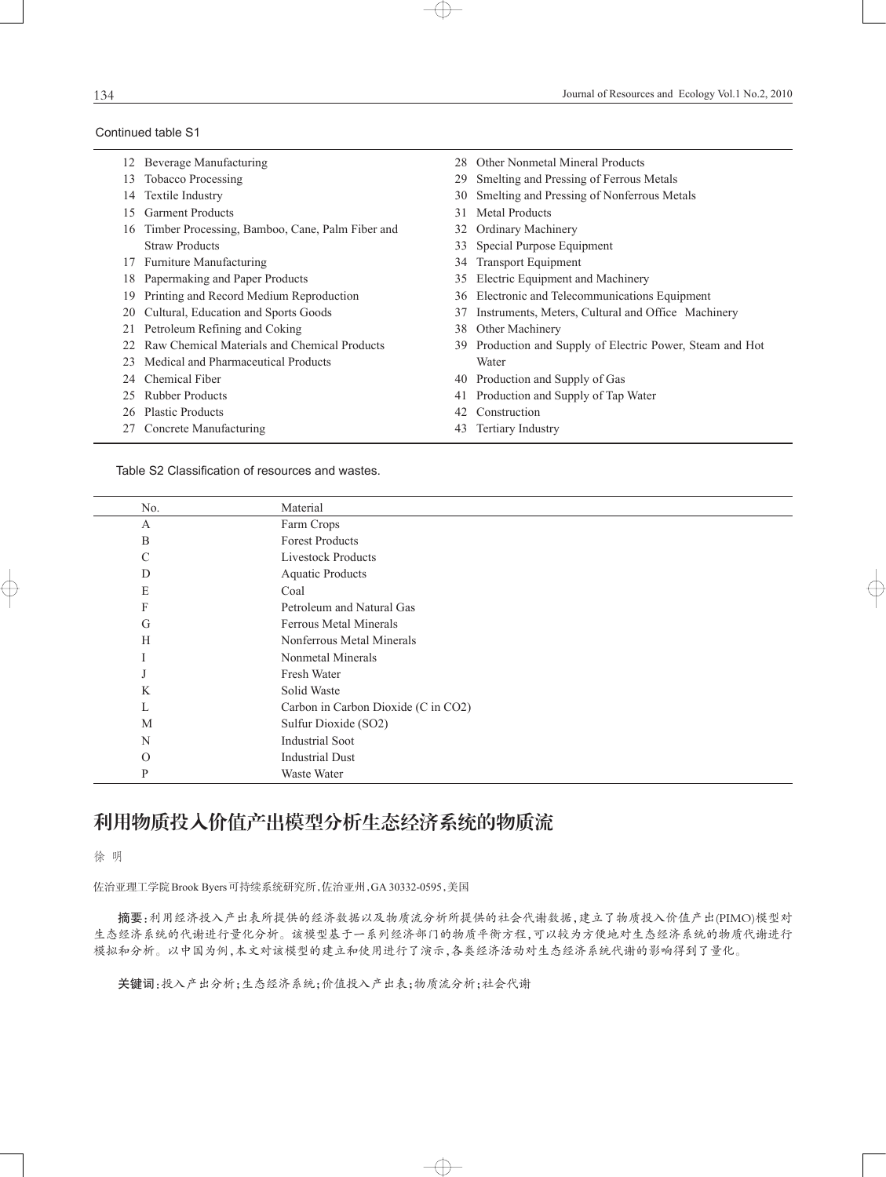Continued table S1

| | |
|---|---|
| 12 Beverage Manufacturing | 28 Other Nonmetal Mineral Products |
| 13 Tobacco Processing | 29 Smelting and Pressing of Ferrous Metals |
| 14 Textile Industry | 30 Smelting and Pressing of Nonferrous Metals |
| 15 Garment Products | 31 Metal Products |
| 16 Timber Processing, Bamboo, Cane, Palm Fiber and Straw Products | 32 Ordinary Machinery |
| 17 Furniture Manufacturing | 33 Special Purpose Equipment |
| 18 Papermaking and Paper Products | 34 Transport Equipment |
| 19 Printing and Record Medium Reproduction | 35 Electric Equipment and Machinery |
| 20 Cultural, Education and Sports Goods | 36 Electronic and Telecommunications Equipment |
| 21 Petroleum Refining and Coking | 37 Instruments, Meters, Cultural and Office Machinery |
| 22 Raw Chemical Materials and Chemical Products | 38 Other Machinery |
| 23 Medical and Pharmaceutical Products | 39 Production and Supply of Electric Power, Steam and Hot Water |
| 24 Chemical Fiber | 40 Production and Supply of Gas |
| 25 Rubber Products | 41 Production and Supply of Tap Water |
| 26 Plastic Products | 42 Construction |
| 27 Concrete Manufacturing | 43 Tertiary Industry |

Table S2 Classification of resources and wastes.

| No. | Material |
|---|---|
| A | Farm Crops |
| B | Forest Products |
| C | Livestock Products |
| D | Aquatic Products |
| E | Coal |
| F | Petroleum and Natural Gas |
| G | Ferrous Metal Minerals |
| H | Nonferrous Metal Minerals |
| I | Nonmetal Minerals |
| J | Fresh Water |
| K | Solid Waste |
| L | Carbon in Carbon Dioxide (C in CO2) |
| M | Sulfur Dioxide (SO2) |
| N | Industrial Soot |
| O | Industrial Dust |
| P | Waste Water |

# 利用物质投入价值产出模型分析生态经济系统的物质流

徐 明

佐治亚理工学院Brook Byers可持续系统研究所,佐治亚州,GA 30332-0595,美国

**摘要**:利用经济投入产出表所提供的经济数据以及物质流分析所提供的社会代谢数据,建立了物质投入价值产出(PIMO)模型对生态经济系统的代谢进行量化分析。该模型基于一系列经济部门的物质平衡方程,可以较为方便地对生态经济系统的物质代谢进行模拟和分析。以中国为例,本文对该模型的建立和使用进行了演示,各类经济活动对生态经济系统代谢的影响得到了量化。

**关键词**:投入产出分析;生态经济系统;价值投入产出表;物质流分析;社会代谢